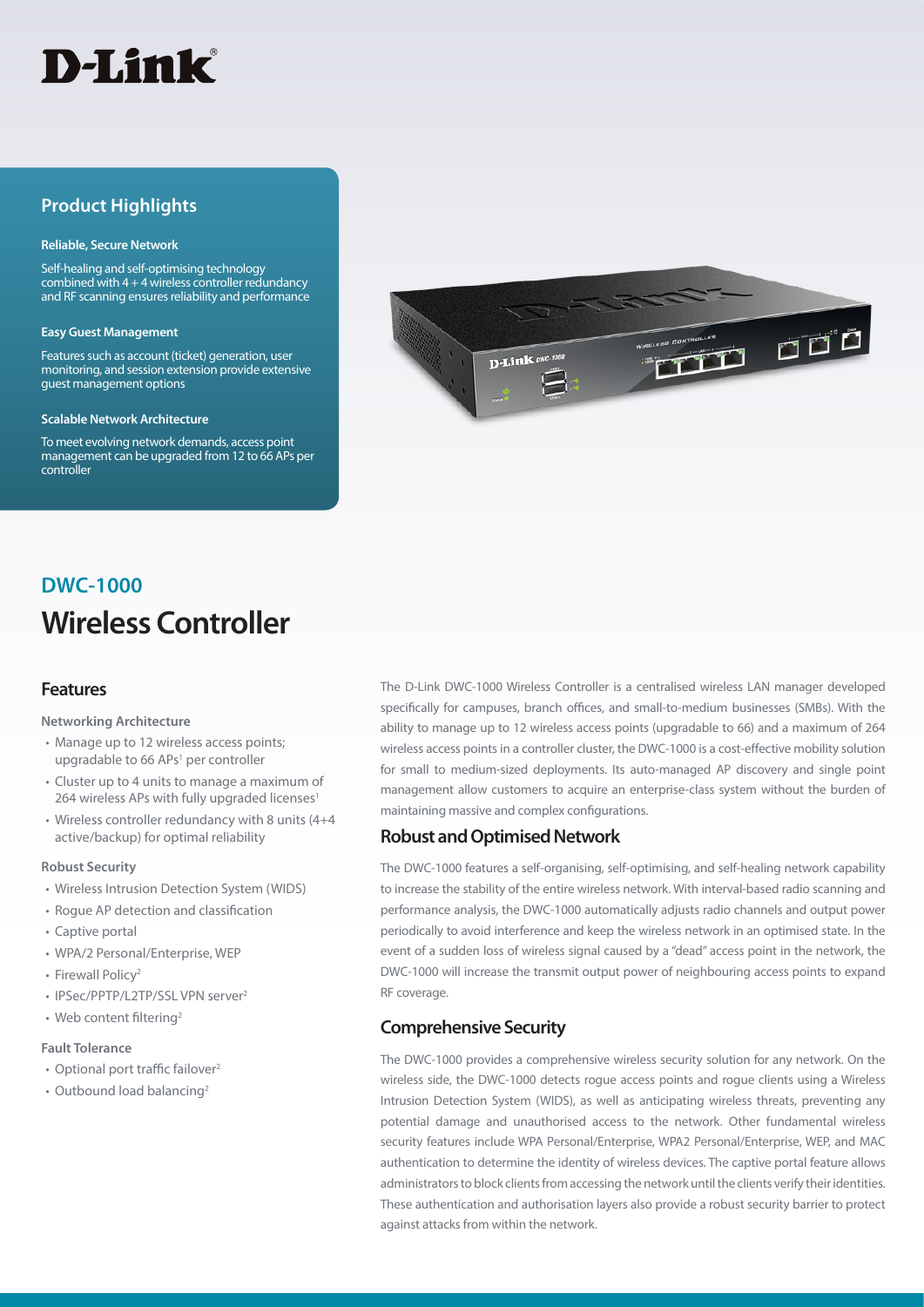D-Link

## Product Highlights

**Reliable, Secure Network**

Self-healing and self-optimising technology combined with 4 + 4 wireless controller redundancy and RF scanning ensures reliability and performance

**Easy Guest Management**

Features such as account (ticket) generation, user monitoring, and session extension provide extensive guest management options

**Scalable Network Architecture**

To meet evolving network demands, access point management can be upgraded from 12 to 66 APs per controller

# DWC-1000

# Wireless Controller

## Features

**Networking Architecture**

- Manage up to 12 wireless access points; upgradable to 66 APs[1] per controller
- Cluster up to 4 units to manage a maximum of 264 wireless APs with fully upgraded licenses[1]
- Wireless controller redundancy with 8 units (4+4 active/backup) for optimal reliability

**Robust Security**

- Wireless Intrusion Detection System (WIDS)
- Rogue AP detection and classification
- Captive portal
- WPA/2 Personal/Enterprise, WEP
- Firewall Policy[2]
- IPSec/PPTP/L2TP/SSL VPN server[2]
- Web content filtering[2]

**Fault Tolerance**

- Optional port traffic failover[2]
- Outbound load balancing[2]

The D-Link DWC-1000 Wireless Controller is a centralised wireless LAN manager developed specifically for campuses, branch offices, and small-to-medium businesses (SMBs). With the ability to manage up to 12 wireless access points (upgradable to 66) and a maximum of 264 wireless access points in a controller cluster, the DWC-1000 is a cost-effective mobility solution for small to medium-sized deployments. Its auto-managed AP discovery and single point management allow customers to acquire an enterprise-class system without the burden of maintaining massive and complex configurations.

## Robust and Optimised Network

The DWC-1000 features a self-organising, self-optimising, and self-healing network capability to increase the stability of the entire wireless network. With interval-based radio scanning and performance analysis, the DWC-1000 automatically adjusts radio channels and output power periodically to avoid interference and keep the wireless network in an optimised state. In the event of a sudden loss of wireless signal caused by a "dead" access point in the network, the DWC-1000 will increase the transmit output power of neighbouring access points to expand RF coverage.

## Comprehensive Security

The DWC-1000 provides a comprehensive wireless security solution for any network. On the wireless side, the DWC-1000 detects rogue access points and rogue clients using a Wireless Intrusion Detection System (WIDS), as well as anticipating wireless threats, preventing any potential damage and unauthorised access to the network. Other fundamental wireless security features include WPA Personal/Enterprise, WPA2 Personal/Enterprise, WEP, and MAC authentication to determine the identity of wireless devices. The captive portal feature allows administrators to block clients from accessing the network until the clients verify their identities. These authentication and authorisation layers also provide a robust security barrier to protect against attacks from within the network.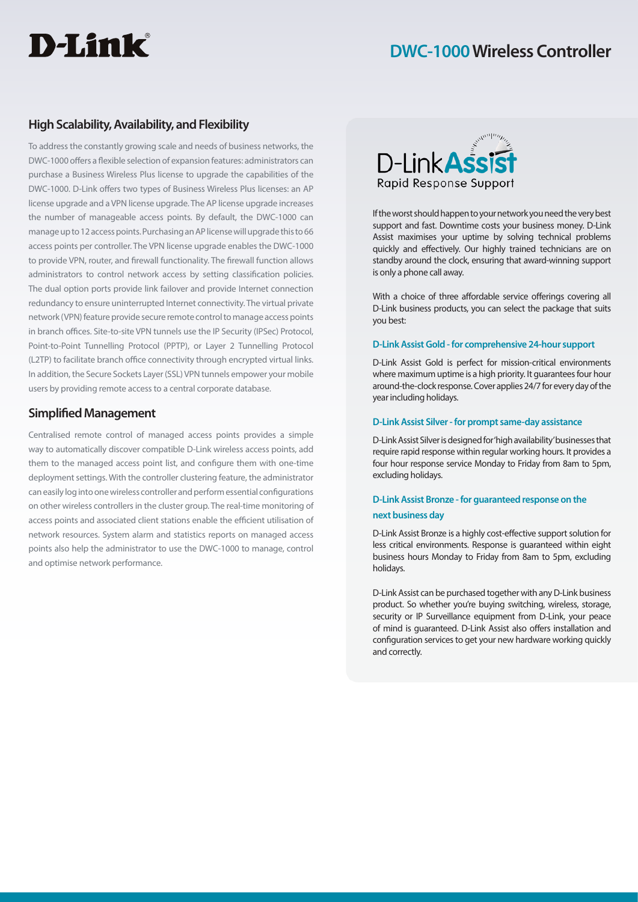# DWC-1000 Wireless Controller

## High Scalability, Availability, and Flexibility

To address the constantly growing scale and needs of business networks, the DWC-1000 offers a flexible selection of expansion features: administrators can purchase a Business Wireless Plus license to upgrade the capabilities of the DWC-1000. D-Link offers two types of Business Wireless Plus licenses: an AP license upgrade and a VPN license upgrade. The AP license upgrade increases the number of manageable access points. By default, the DWC-1000 can manage up to 12 access points. Purchasing an AP license will upgrade this to 66 access points per controller. The VPN license upgrade enables the DWC-1000 to provide VPN, router, and firewall functionality. The firewall function allows administrators to control network access by setting classification policies. The dual option ports provide link failover and provide Internet connection redundancy to ensure uninterrupted Internet connectivity. The virtual private network (VPN) feature provide secure remote control to manage access points in branch offices. Site-to-site VPN tunnels use the IP Security (IPSec) Protocol, Point-to-Point Tunnelling Protocol (PPTP), or Layer 2 Tunnelling Protocol (L2TP) to facilitate branch office connectivity through encrypted virtual links. In addition, the Secure Sockets Layer (SSL) VPN tunnels empower your mobile users by providing remote access to a central corporate database.

## Simplified Management

Centralised remote control of managed access points provides a simple way to automatically discover compatible D-Link wireless access points, add them to the managed access point list, and configure them with one-time deployment settings. With the controller clustering feature, the administrator can easily log into one wireless controller and perform essential configurations on other wireless controllers in the cluster group. The real-time monitoring of access points and associated client stations enable the efficient utilisation of network resources. System alarm and statistics reports on managed access points also help the administrator to use the DWC-1000 to manage, control and optimise network performance.

## D-Link Assist – Rapid Response Support

If the worst should happen to your network you need the very best support and fast. Downtime costs your business money. D-Link Assist maximises your uptime by solving technical problems quickly and effectively. Our highly trained technicians are on standby around the clock, ensuring that award-winning support is only a phone call away.

With a choice of three affordable service offerings covering all D-Link business products, you can select the package that suits you best:

### D-Link Assist Gold - for comprehensive 24-hour support

D-Link Assist Gold is perfect for mission-critical environments where maximum uptime is a high priority. It guarantees four hour around-the-clock response. Cover applies 24/7 for every day of the year including holidays.

### D-Link Assist Silver - for prompt same-day assistance

D-Link Assist Silver is designed for 'high availability' businesses that require rapid response within regular working hours. It provides a four hour response service Monday to Friday from 8am to 5pm, excluding holidays.

### D-Link Assist Bronze - for guaranteed response on the next business day

D-Link Assist Bronze is a highly cost-effective support solution for less critical environments. Response is guaranteed within eight business hours Monday to Friday from 8am to 5pm, excluding holidays.

D-Link Assist can be purchased together with any D-Link business product. So whether you're buying switching, wireless, storage, security or IP Surveillance equipment from D-Link, your peace of mind is guaranteed. D-Link Assist also offers installation and configuration services to get your new hardware working quickly and correctly.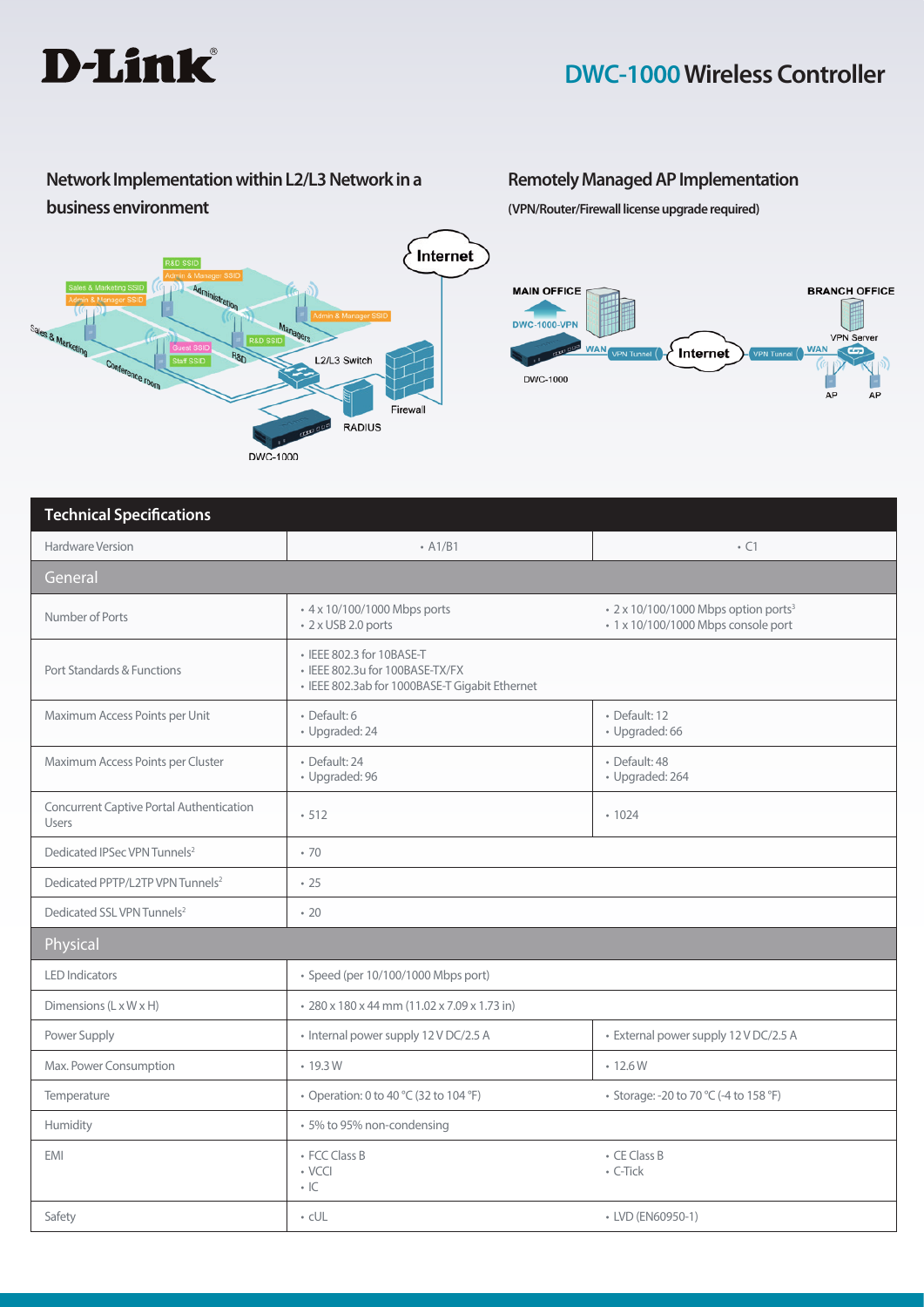# D-Link

## DWC-1000 Wireless Controller

### Network Implementation within L2/L3 Network in a business environment

### Remotely Managed AP Implementation

**(VPN/Router/Firewall license upgrade required)**

## Technical Specifications

| Hardware Version | • A1/B1 | • C1 |
|---|---|---|
| **General** | | |
| Number of Ports | • 4 x 10/100/1000 Mbps ports<br>• 2 x USB 2.0 ports | • 2 x 10/100/1000 Mbps option ports[3]<br>• 1 x 10/100/1000 Mbps console port |
| Port Standards & Functions | • IEEE 802.3 for 10BASE-T<br>• IEEE 802.3u for 100BASE-TX/FX<br>• IEEE 802.3ab for 1000BASE-T Gigabit Ethernet | |
| Maximum Access Points per Unit | • Default: 6<br>• Upgraded: 24 | • Default: 12<br>• Upgraded: 66 |
| Maximum Access Points per Cluster | • Default: 24<br>• Upgraded: 96 | • Default: 48<br>• Upgraded: 264 |
| Concurrent Captive Portal Authentication Users | • 512 | • 1024 |
| Dedicated IPSec VPN Tunnels[2] | • 70 | |
| Dedicated PPTP/L2TP VPN Tunnels[2] | • 25 | |
| Dedicated SSL VPN Tunnels[2] | • 20 | |
| **Physical** | | |
| LED Indicators | • Speed (per 10/100/1000 Mbps port) | |
| Dimensions (L x W x H) | • 280 x 180 x 44 mm (11.02 x 7.09 x 1.73 in) | |
| Power Supply | • Internal power supply 12 V DC/2.5 A | • External power supply 12 V DC/2.5 A |
| Max. Power Consumption | • 19.3 W | • 12.6 W |
| Temperature | • Operation: 0 to 40 °C (32 to 104 °F) | • Storage: -20 to 70 °C (-4 to 158 °F) |
| Humidity | • 5% to 95% non-condensing | |
| EMI | • FCC Class B<br>• VCCI<br>• IC | • CE Class B<br>• C-Tick |
| Safety | • cUL | • LVD (EN60950-1) |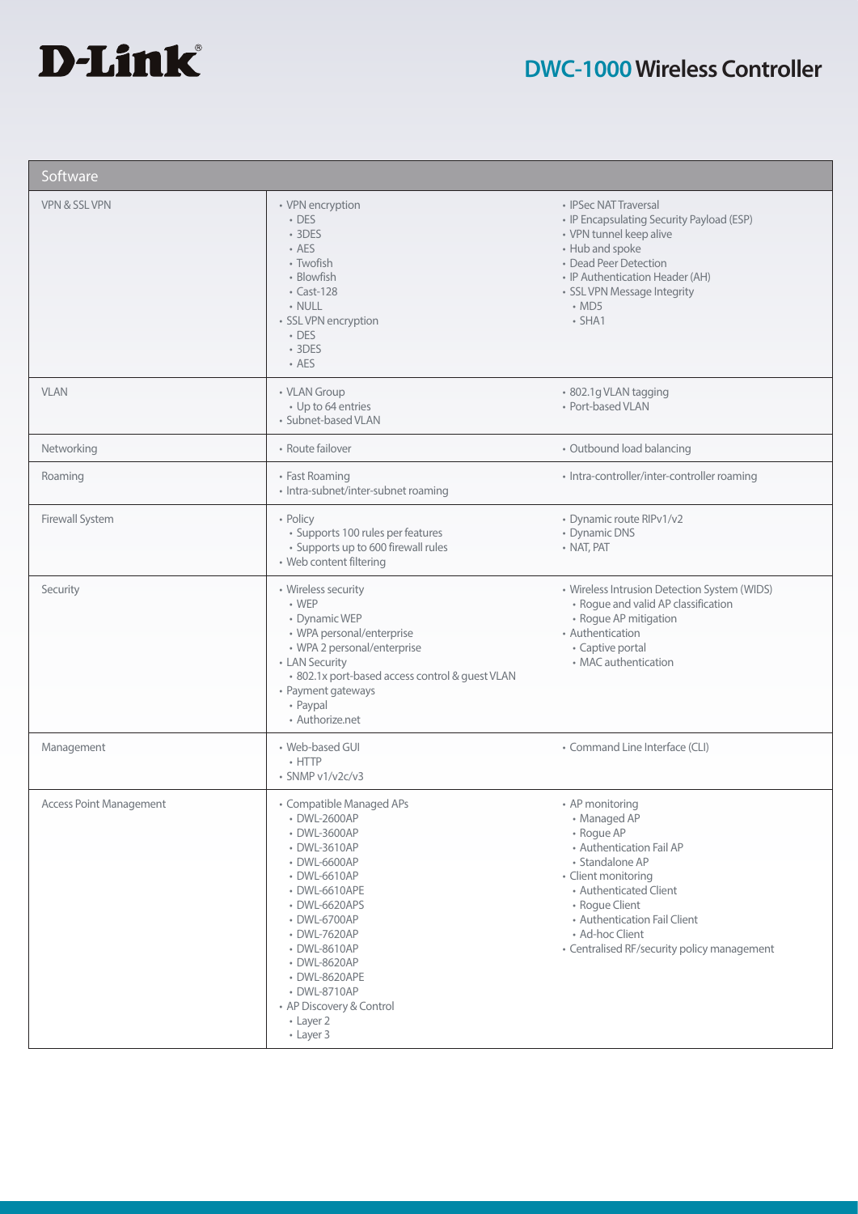# DWC-1000 Wireless Controller

| Software | | |
|---|---|---|
| VPN & SSL VPN | • VPN encryption<br>  • DES<br>  • 3DES<br>  • AES<br>  • Twofish<br>  • Blowfish<br>  • Cast-128<br>  • NULL<br>• SSL VPN encryption<br>  • DES<br>  • 3DES<br>  • AES | • IPSec NAT Traversal<br>• IP Encapsulating Security Payload (ESP)<br>• VPN tunnel keep alive<br>• Hub and spoke<br>• Dead Peer Detection<br>• IP Authentication Header (AH)<br>• SSL VPN Message Integrity<br>  • MD5<br>  • SHA1 |
| VLAN | • VLAN Group<br>  • Up to 64 entries<br>• Subnet-based VLAN | • 802.1g VLAN tagging<br>• Port-based VLAN |
| Networking | • Route failover | • Outbound load balancing |
| Roaming | • Fast Roaming<br>• Intra-subnet/inter-subnet roaming | • Intra-controller/inter-controller roaming |
| Firewall System | • Policy<br>  • Supports 100 rules per features<br>  • Supports up to 600 firewall rules<br>• Web content filtering | • Dynamic route RIPv1/v2<br>• Dynamic DNS<br>• NAT, PAT |
| Security | • Wireless security<br>  • WEP<br>  • Dynamic WEP<br>  • WPA personal/enterprise<br>  • WPA 2 personal/enterprise<br>• LAN Security<br>  • 802.1x port-based access control & guest VLAN<br>• Payment gateways<br>  • Paypal<br>  • Authorize.net | • Wireless Intrusion Detection System (WIDS)<br>  • Rogue and valid AP classification<br>  • Rogue AP mitigation<br>• Authentication<br>  • Captive portal<br>  • MAC authentication |
| Management | • Web-based GUI<br>  • HTTP<br>• SNMP v1/v2c/v3 | • Command Line Interface (CLI) |
| Access Point Management | • Compatible Managed APs<br>  • DWL-2600AP<br>  • DWL-3600AP<br>  • DWL-3610AP<br>  • DWL-6600AP<br>  • DWL-6610AP<br>  • DWL-6610APE<br>  • DWL-6620APS<br>  • DWL-6700AP<br>  • DWL-7620AP<br>  • DWL-8610AP<br>  • DWL-8620AP<br>  • DWL-8620APE<br>  • DWL-8710AP<br>• AP Discovery & Control<br>  • Layer 2<br>  • Layer 3 | • AP monitoring<br>  • Managed AP<br>  • Rogue AP<br>  • Authentication Fail AP<br>  • Standalone AP<br>• Client monitoring<br>  • Authenticated Client<br>  • Rogue Client<br>  • Authentication Fail Client<br>  • Ad-hoc Client<br>• Centralised RF/security policy management |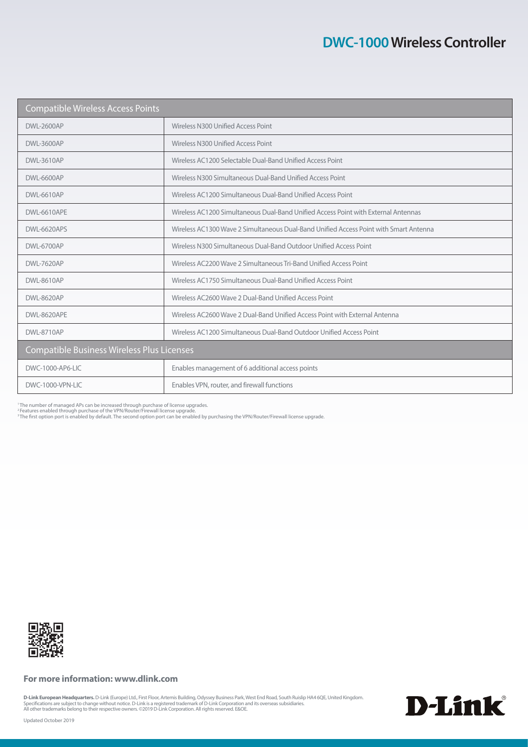# DWC-1000 Wireless Controller

| Compatible Wireless Access Points | |
|---|---|
| DWL-2600AP | Wireless N300 Unified Access Point |
| DWL-3600AP | Wireless N300 Unified Access Point |
| DWL-3610AP | Wireless AC1200 Selectable Dual-Band Unified Access Point |
| DWL-6600AP | Wireless N300 Simultaneous Dual-Band Unified Access Point |
| DWL-6610AP | Wireless AC1200 Simultaneous Dual-Band Unified Access Point |
| DWL-6610APE | Wireless AC1200 Simultaneous Dual-Band Unified Access Point with External Antennas |
| DWL-6620APS | Wireless AC1300 Wave 2 Simultaneous Dual-Band Unified Access Point with Smart Antenna |
| DWL-6700AP | Wireless N300 Simultaneous Dual-Band Outdoor Unified Access Point |
| DWL-7620AP | Wireless AC2200 Wave 2 Simultaneous Tri-Band Unified Access Point |
| DWL-8610AP | Wireless AC1750 Simultaneous Dual-Band Unified Access Point |
| DWL-8620AP | Wireless AC2600 Wave 2 Dual-Band Unified Access Point |
| DWL-8620APE | Wireless AC2600 Wave 2 Dual-Band Unified Access Point with External Antenna |
| DWL-8710AP | Wireless AC1200 Simultaneous Dual-Band Outdoor Unified Access Point |
| **Compatible Business Wireless Plus Licenses** | |
| DWC-1000-AP6-LIC | Enables management of 6 additional access points |
| DWC-1000-VPN-LIC | Enables VPN, router, and firewall functions |

[1] The number of managed APs can be increased through purchase of license upgrades.
[2] Features enabled through purchase of the VPN/Router/Firewall license upgrade.
[3] The first option port is enabled by default. The second option port can be enabled by purchasing the VPN/Router/Firewall license upgrade.

**For more information: www.dlink.com**

**D-Link European Headquarters.** D-Link (Europe) Ltd., First Floor, Artemis Building, Odyssey Business Park, West End Road, South Ruislip HA4 6QE, United Kingdom. Specifications are subject to change without notice. D-Link is a registered trademark of D-Link Corporation and its overseas subsidiaries. All other trademarks belong to their respective owners. ©2019 D-Link Corporation. All rights reserved. E&OE.

Updated October 2019